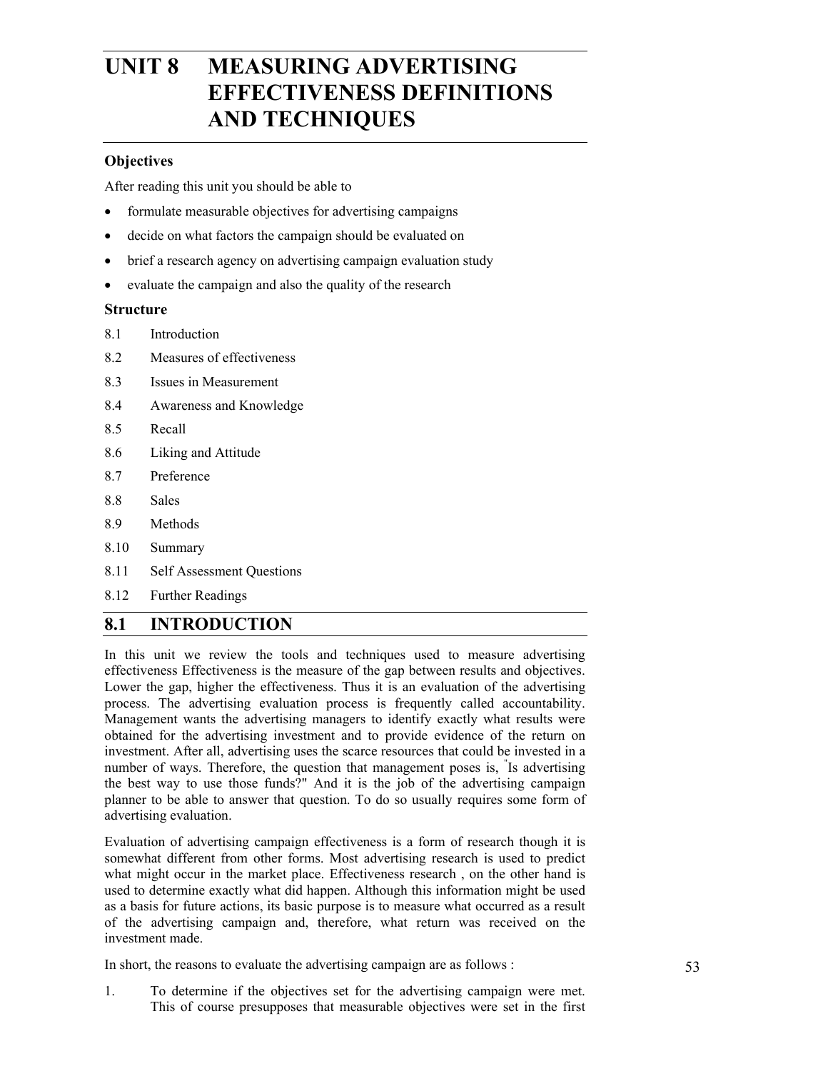# UNIT 8 MEASURING ADVERTISING EFFECTIVENESS DEFINITIONS AND TECHNIQUES

## Objectives

After reading this unit you should be able to

- formulate measurable objectives for advertising campaigns
- decide on what factors the campaign should be evaluated on
- brief a research agency on advertising campaign evaluation study
- evaluate the campaign and also the quality of the research

## Structure

8.1 Introduction

8.2 Measures of effectiveness

8.3 Issues in Measurement

8.4 Awareness and Knowledge

8.5 Recall

8.6 Liking and Attitude

8.7 Preference

8.8 Sales

8.9 Methods

8.10 Summary

8.11 Self Assessment Questions

8.12 Further Readings

## 8.1 INTRODUCTION

In this unit we review the tools and techniques used to measure advertising effectiveness Effectiveness is the measure of the gap between results and objectives. Lower the gap, higher the effectiveness. Thus it is an evaluation of the advertising process. The advertising evaluation process is frequently called accountability. Management wants the advertising managers to identify exactly what results were obtained for the advertising investment and to provide evidence of the return on investment. After all, advertising uses the scarce resources that could be invested in a number of ways. Therefore, the question that management poses is, "Is advertising the best way to use those funds?" And it is the job of the advertising campaign planner to be able to answer that question. To do so usually requires some form of advertising evaluation.

Evaluation of advertising campaign effectiveness is a form of research though it is somewhat different from other forms. Most advertising research is used to predict what might occur in the market place. Effectiveness research , on the other hand is used to determine exactly what did happen. Although this information might be used as a basis for future actions, its basic purpose is to measure what occurred as a result of the advertising campaign and, therefore, what return was received on the investment made.

In short, the reasons to evaluate the advertising campaign are as follows :

1. To determine if the objectives set for the advertising campaign were met. This of course presupposes that measurable objectives were set in the first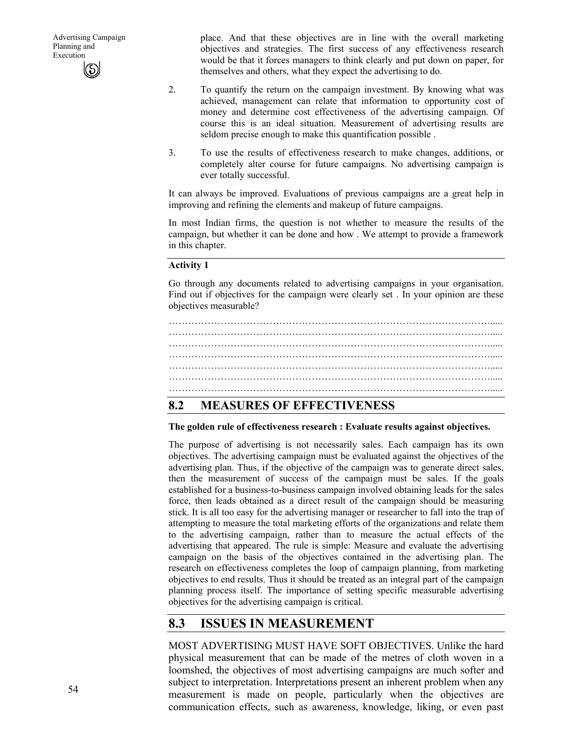place. And that these objectives are in line with the overall marketing objectives and strategies. The first success of any effectiveness research would be that it forces managers to think clearly and put down on paper, for themselves and others, what they expect the advertising to do.

2. To quantify the return on the campaign investment. By knowing what was achieved, management can relate that information to opportunity cost of money and determine cost effectiveness of the advertising campaign. Of course this is an ideal situation. Measurement of advertising results are seldom precise enough to make this quantification possible .

3. To use the results of effectiveness research to make changes, additions, or completely alter course for future campaigns. No advertising campaign is ever totally successful.

It can always be improved. Evaluations of previous campaigns are a great help in improving and refining the elements and makeup of future campaigns.

In most Indian firms, the question is not whether to measure the results of the campaign, but whether it can be done and how . We attempt to provide a framework in this chapter.

**Activity 1**

Go through any documents related to advertising campaigns in your organisation. Find out if objectives for the campaign were clearly set . In your opinion are these objectives measurable?

…………………………………………………………………………………………..
…………………………………………………………………………………………..
…………………………………………………………………………………………..
…………………………………………………………………………………………..
…………………………………………………………………………………………..
…………………………………………………………………………………………..
…………………………………………………………………………………………..

## 8.2 MEASURES OF EFFECTIVENESS

**The golden rule of effectiveness research : Evaluate results against objectives.**

The purpose of advertising is not necessarily sales. Each campaign has its own objectives. The advertising campaign must be evaluated against the objectives of the advertising plan. Thus, if the objective of the campaign was to generate direct sales, then the measurement of success of the campaign must be sales. If the goals established for a business-to-business campaign involved obtaining leads for the sales force, then leads obtained as a direct result of the campaign should be measuring stick. It is all too easy for the advertising manager or researcher to fall into the trap of attempting to measure the total marketing efforts of the organizations and relate them to the advertising campaign, rather than to measure the actual effects of the advertising that appeared. The rule is simple: Measure and evaluate the advertising campaign on the basis of the objectives contained in the advertising plan. The research on effectiveness completes the loop of campaign planning, from marketing objectives to end results. Thus it should be treated as an integral part of the campaign planning process itself. The importance of setting specific measurable advertising objectives for the advertising campaign is critical.

## 8.3 ISSUES IN MEASUREMENT

MOST ADVERTISING MUST HAVE SOFT OBJECTIVES. Unlike the hard physical measurement that can be made of the metres of cloth woven in a loomshed, the objectives of most advertising campaigns are much softer and subject to interpretation. Interpretations present an inherent problem when any measurement is made on people, particularly when the objectives are communication effects, such as awareness, knowledge, liking, or even past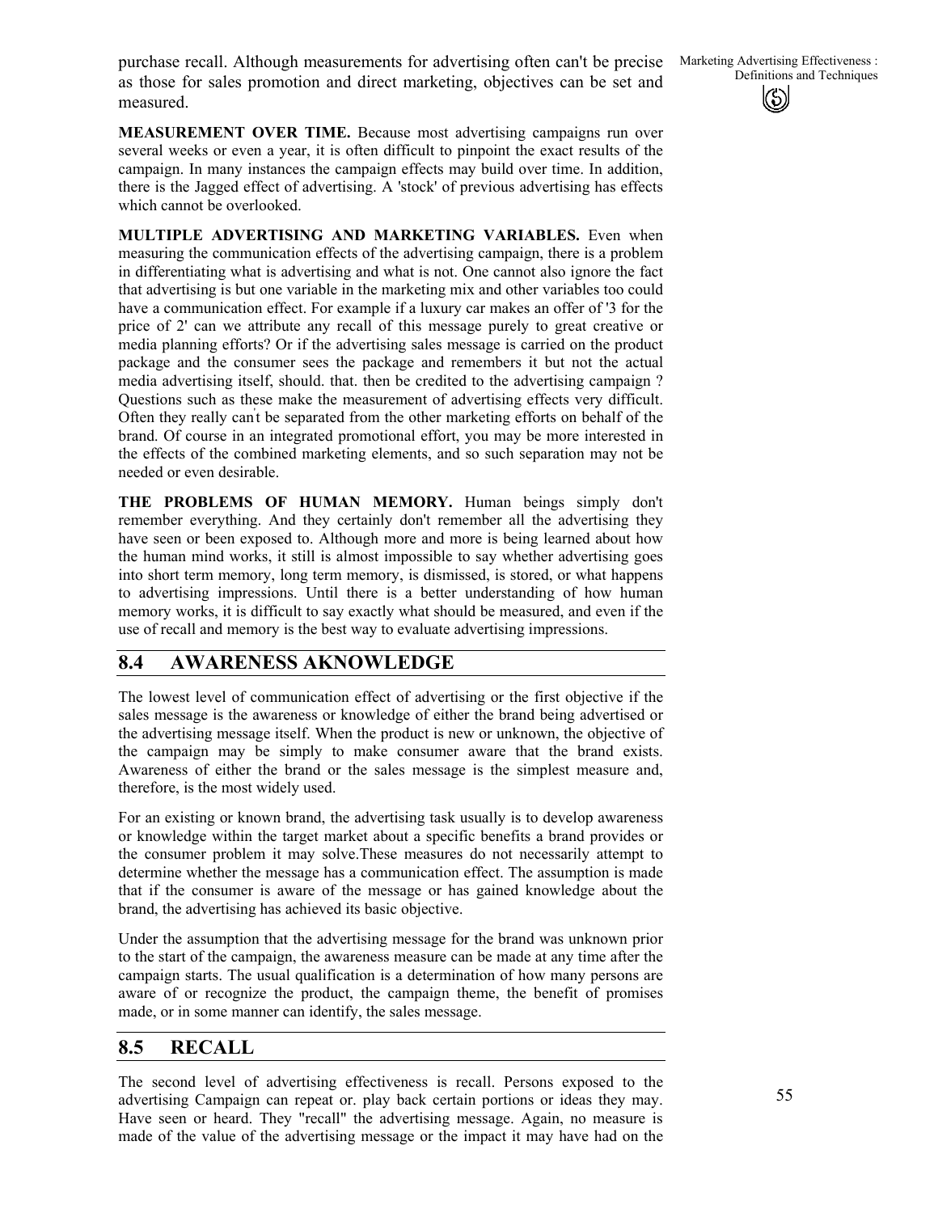purchase recall. Although measurements for advertising often can't be precise as those for sales promotion and direct marketing, objectives can be set and measured.

**MEASUREMENT OVER TIME.** Because most advertising campaigns run over several weeks or even a year, it is often difficult to pinpoint the exact results of the campaign. In many instances the campaign effects may build over time. In addition, there is the Jagged effect of advertising. A 'stock' of previous advertising has effects which cannot be overlooked.

**MULTIPLE ADVERTISING AND MARKETING VARIABLES.** Even when measuring the communication effects of the advertising campaign, there is a problem in differentiating what is advertising and what is not. One cannot also ignore the fact that advertising is but one variable in the marketing mix and other variables too could have a communication effect. For example if a luxury car makes an offer of '3 for the price of 2' can we attribute any recall of this message purely to great creative or media planning efforts? Or if the advertising sales message is carried on the product package and the consumer sees the package and remembers it but not the actual media advertising itself, should. that. then be credited to the advertising campaign ? Questions such as these make the measurement of advertising effects very difficult. Often they really can't be separated from the other marketing efforts on behalf of the brand. Of course in an integrated promotional effort, you may be more interested in the effects of the combined marketing elements, and so such separation may not be needed or even desirable.

**THE PROBLEMS OF HUMAN MEMORY.** Human beings simply don't remember everything. And they certainly don't remember all the advertising they have seen or been exposed to. Although more and more is being learned about how the human mind works, it still is almost impossible to say whether advertising goes into short term memory, long term memory, is dismissed, is stored, or what happens to advertising impressions. Until there is a better understanding of how human memory works, it is difficult to say exactly what should be measured, and even if the use of recall and memory is the best way to evaluate advertising impressions.

## 8.4 AWARENESS AKNOWLEDGE

The lowest level of communication effect of advertising or the first objective if the sales message is the awareness or knowledge of either the brand being advertised or the advertising message itself. When the product is new or unknown, the objective of the campaign may be simply to make consumer aware that the brand exists. Awareness of either the brand or the sales message is the simplest measure and, therefore, is the most widely used.

For an existing or known brand, the advertising task usually is to develop awareness or knowledge within the target market about a specific benefits a brand provides or the consumer problem it may solve.These measures do not necessarily attempt to determine whether the message has a communication effect. The assumption is made that if the consumer is aware of the message or has gained knowledge about the brand, the advertising has achieved its basic objective.

Under the assumption that the advertising message for the brand was unknown prior to the start of the campaign, the awareness measure can be made at any time after the campaign starts. The usual qualification is a determination of how many persons are aware of or recognize the product, the campaign theme, the benefit of promises made, or in some manner can identify, the sales message.

## 8.5 RECALL

The second level of advertising effectiveness is recall. Persons exposed to the advertising Campaign can repeat or. play back certain portions or ideas they may. Have seen or heard. They "recall" the advertising message. Again, no measure is made of the value of the advertising message or the impact it may have had on the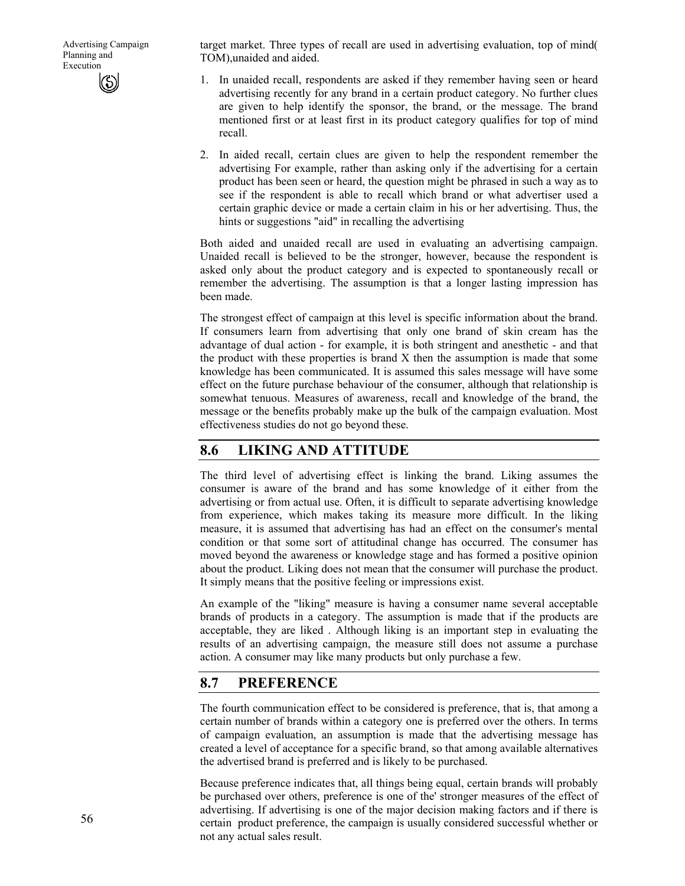target market. Three types of recall are used in advertising evaluation, top of mind( TOM),unaided and aided.

1. In unaided recall, respondents are asked if they remember having seen or heard advertising recently for any brand in a certain product category. No further clues are given to help identify the sponsor, the brand, or the message. The brand mentioned first or at least first in its product category qualifies for top of mind recall.

2. In aided recall, certain clues are given to help the respondent remember the advertising For example, rather than asking only if the advertising for a certain product has been seen or heard, the question might be phrased in such a way as to see if the respondent is able to recall which brand or what advertiser used a certain graphic device or made a certain claim in his or her advertising. Thus, the hints or suggestions "aid" in recalling the advertising

Both aided and unaided recall are used in evaluating an advertising campaign. Unaided recall is believed to be the stronger, however, because the respondent is asked only about the product category and is expected to spontaneously recall or remember the advertising. The assumption is that a longer lasting impression has been made.

The strongest effect of campaign at this level is specific information about the brand. If consumers learn from advertising that only one brand of skin cream has the advantage of dual action - for example, it is both stringent and anesthetic - and that the product with these properties is brand X then the assumption is made that some knowledge has been communicated. It is assumed this sales message will have some effect on the future purchase behaviour of the consumer, although that relationship is somewhat tenuous. Measures of awareness, recall and knowledge of the brand, the message or the benefits probably make up the bulk of the campaign evaluation. Most effectiveness studies do not go beyond these.

## 8.6 LIKING AND ATTITUDE

The third level of advertising effect is linking the brand. Liking assumes the consumer is aware of the brand and has some knowledge of it either from the advertising or from actual use. Often, it is difficult to separate advertising knowledge from experience, which makes taking its measure more difficult. In the liking measure, it is assumed that advertising has had an effect on the consumer's mental condition or that some sort of attitudinal change has occurred. The consumer has moved beyond the awareness or knowledge stage and has formed a positive opinion about the product. Liking does not mean that the consumer will purchase the product. It simply means that the positive feeling or impressions exist.

An example of the "liking" measure is having a consumer name several acceptable brands of products in a category. The assumption is made that if the products are acceptable, they are liked . Although liking is an important step in evaluating the results of an advertising campaign, the measure still does not assume a purchase action. A consumer may like many products but only purchase a few.

## 8.7 PREFERENCE

The fourth communication effect to be considered is preference, that is, that among a certain number of brands within a category one is preferred over the others. In terms of campaign evaluation, an assumption is made that the advertising message has created a level of acceptance for a specific brand, so that among available alternatives the advertised brand is preferred and is likely to be purchased.

Because preference indicates that, all things being equal, certain brands will probably be purchased over others, preference is one of the' stronger measures of the effect of advertising. If advertising is one of the major decision making factors and if there is certain product preference, the campaign is usually considered successful whether or not any actual sales result.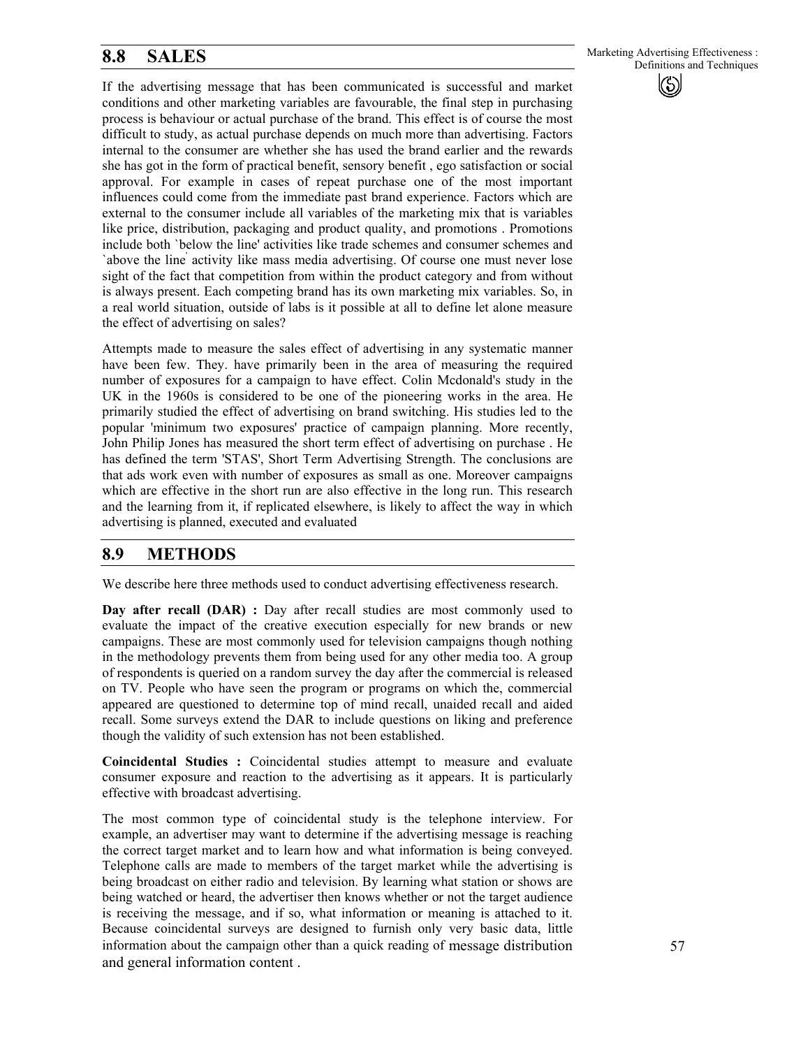## 8.8 SALES

If the advertising message that has been communicated is successful and market conditions and other marketing variables are favourable, the final step in purchasing process is behaviour or actual purchase of the brand. This effect is of course the most difficult to study, as actual purchase depends on much more than advertising. Factors internal to the consumer are whether she has used the brand earlier and the rewards she has got in the form of practical benefit, sensory benefit , ego satisfaction or social approval. For example in cases of repeat purchase one of the most important influences could come from the immediate past brand experience. Factors which are external to the consumer include all variables of the marketing mix that is variables like price, distribution, packaging and product quality, and promotions . Promotions include both `below the line' activities like trade schemes and consumer schemes and `above the line' activity like mass media advertising. Of course one must never lose sight of the fact that competition from within the product category and from without is always present. Each competing brand has its own marketing mix variables. So, in a real world situation, outside of labs is it possible at all to define let alone measure the effect of advertising on sales?

Attempts made to measure the sales effect of advertising in any systematic manner have been few. They. have primarily been in the area of measuring the required number of exposures for a campaign to have effect. Colin Mcdonald's study in the UK in the 1960s is considered to be one of the pioneering works in the area. He primarily studied the effect of advertising on brand switching. His studies led to the popular 'minimum two exposures' practice of campaign planning. More recently, John Philip Jones has measured the short term effect of advertising on purchase . He has defined the term 'STAS', Short Term Advertising Strength. The conclusions are that ads work even with number of exposures as small as one. Moreover campaigns which are effective in the short run are also effective in the long run. This research and the learning from it, if replicated elsewhere, is likely to affect the way in which advertising is planned, executed and evaluated

## 8.9 METHODS

We describe here three methods used to conduct advertising effectiveness research.

**Day after recall (DAR) :** Day after recall studies are most commonly used to evaluate the impact of the creative execution especially for new brands or new campaigns. These are most commonly used for television campaigns though nothing in the methodology prevents them from being used for any other media too. A group of respondents is queried on a random survey the day after the commercial is released on TV. People who have seen the program or programs on which the, commercial appeared are questioned to determine top of mind recall, unaided recall and aided recall. Some surveys extend the DAR to include questions on liking and preference though the validity of such extension has not been established.

**Coincidental Studies :** Coincidental studies attempt to measure and evaluate consumer exposure and reaction to the advertising as it appears. It is particularly effective with broadcast advertising.

The most common type of coincidental study is the telephone interview. For example, an advertiser may want to determine if the advertising message is reaching the correct target market and to learn how and what information is being conveyed. Telephone calls are made to members of the target market while the advertising is being broadcast on either radio and television. By learning what station or shows are being watched or heard, the advertiser then knows whether or not the target audience is receiving the message, and if so, what information or meaning is attached to it. Because coincidental surveys are designed to furnish only very basic data, little information about the campaign other than a quick reading of message distribution and general information content .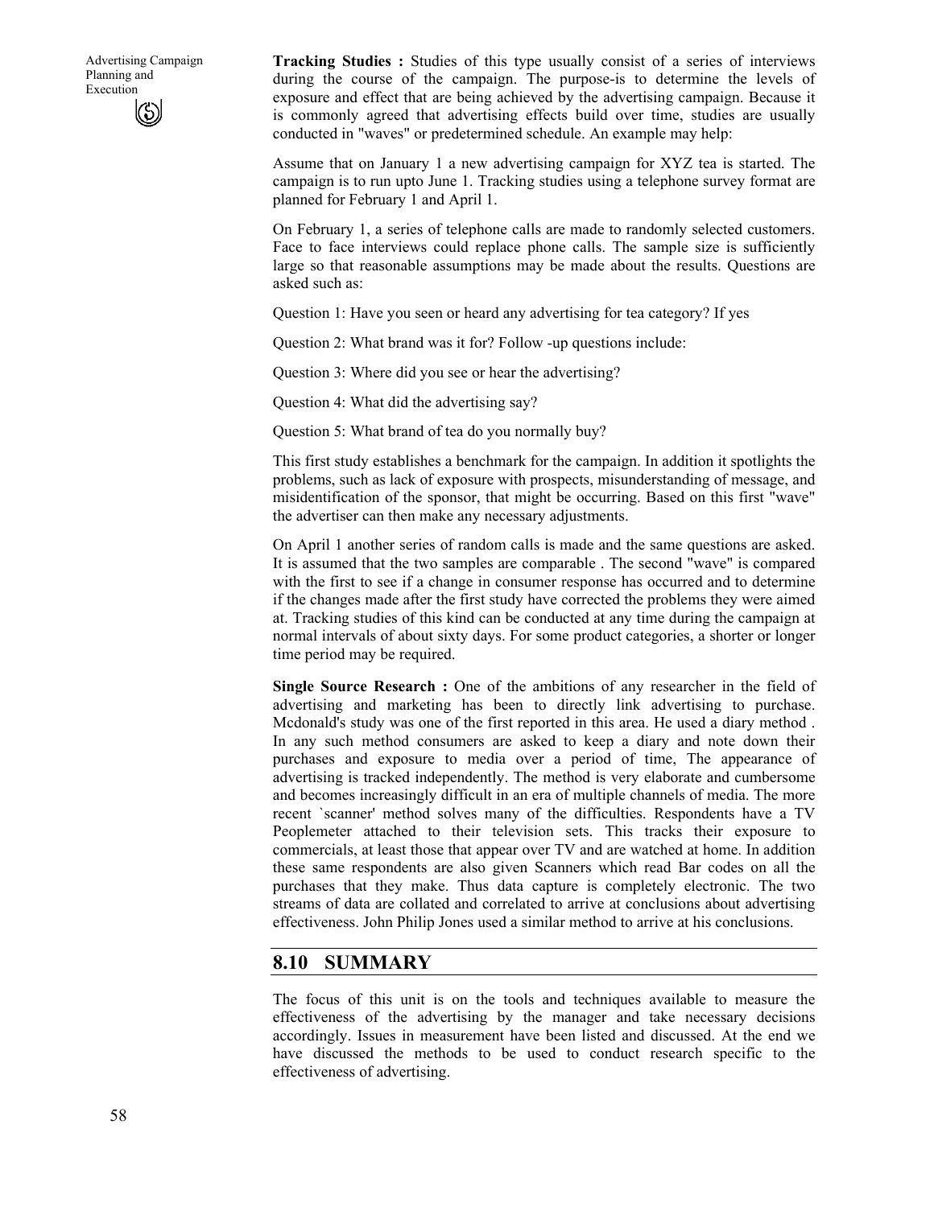**Tracking Studies :** Studies of this type usually consist of a series of interviews during the course of the campaign. The purpose-is to determine the levels of exposure and effect that are being achieved by the advertising campaign. Because it is commonly agreed that advertising effects build over time, studies are usually conducted in "waves" or predetermined schedule. An example may help:

Assume that on January 1 a new advertising campaign for XYZ tea is started. The campaign is to run upto June 1. Tracking studies using a telephone survey format are planned for February 1 and April 1.

On February 1, a series of telephone calls are made to randomly selected customers. Face to face interviews could replace phone calls. The sample size is sufficiently large so that reasonable assumptions may be made about the results. Questions are asked such as:

Question 1: Have you seen or heard any advertising for tea category? If yes

Question 2: What brand was it for? Follow -up questions include:

Question 3: Where did you see or hear the advertising?

Question 4: What did the advertising say?

Question 5: What brand of tea do you normally buy?

This first study establishes a benchmark for the campaign. In addition it spotlights the problems, such as lack of exposure with prospects, misunderstanding of message, and misidentification of the sponsor, that might be occurring. Based on this first "wave" the advertiser can then make any necessary adjustments.

On April 1 another series of random calls is made and the same questions are asked. It is assumed that the two samples are comparable . The second "wave" is compared with the first to see if a change in consumer response has occurred and to determine if the changes made after the first study have corrected the problems they were aimed at. Tracking studies of this kind can be conducted at any time during the campaign at normal intervals of about sixty days. For some product categories, a shorter or longer time period may be required.

**Single Source Research :** One of the ambitions of any researcher in the field of advertising and marketing has been to directly link advertising to purchase. Mcdonald's study was one of the first reported in this area. He used a diary method . In any such method consumers are asked to keep a diary and note down their purchases and exposure to media over a period of time, The appearance of advertising is tracked independently. The method is very elaborate and cumbersome and becomes increasingly difficult in an era of multiple channels of media. The more recent `scanner' method solves many of the difficulties. Respondents have a TV Peoplemeter attached to their television sets. This tracks their exposure to commercials, at least those that appear over TV and are watched at home. In addition these same respondents are also given Scanners which read Bar codes on all the purchases that they make. Thus data capture is completely electronic. The two streams of data are collated and correlated to arrive at conclusions about advertising effectiveness. John Philip Jones used a similar method to arrive at his conclusions.

## 8.10 SUMMARY

The focus of this unit is on the tools and techniques available to measure the effectiveness of the advertising by the manager and take necessary decisions accordingly. Issues in measurement have been listed and discussed. At the end we have discussed the methods to be used to conduct research specific to the effectiveness of advertising.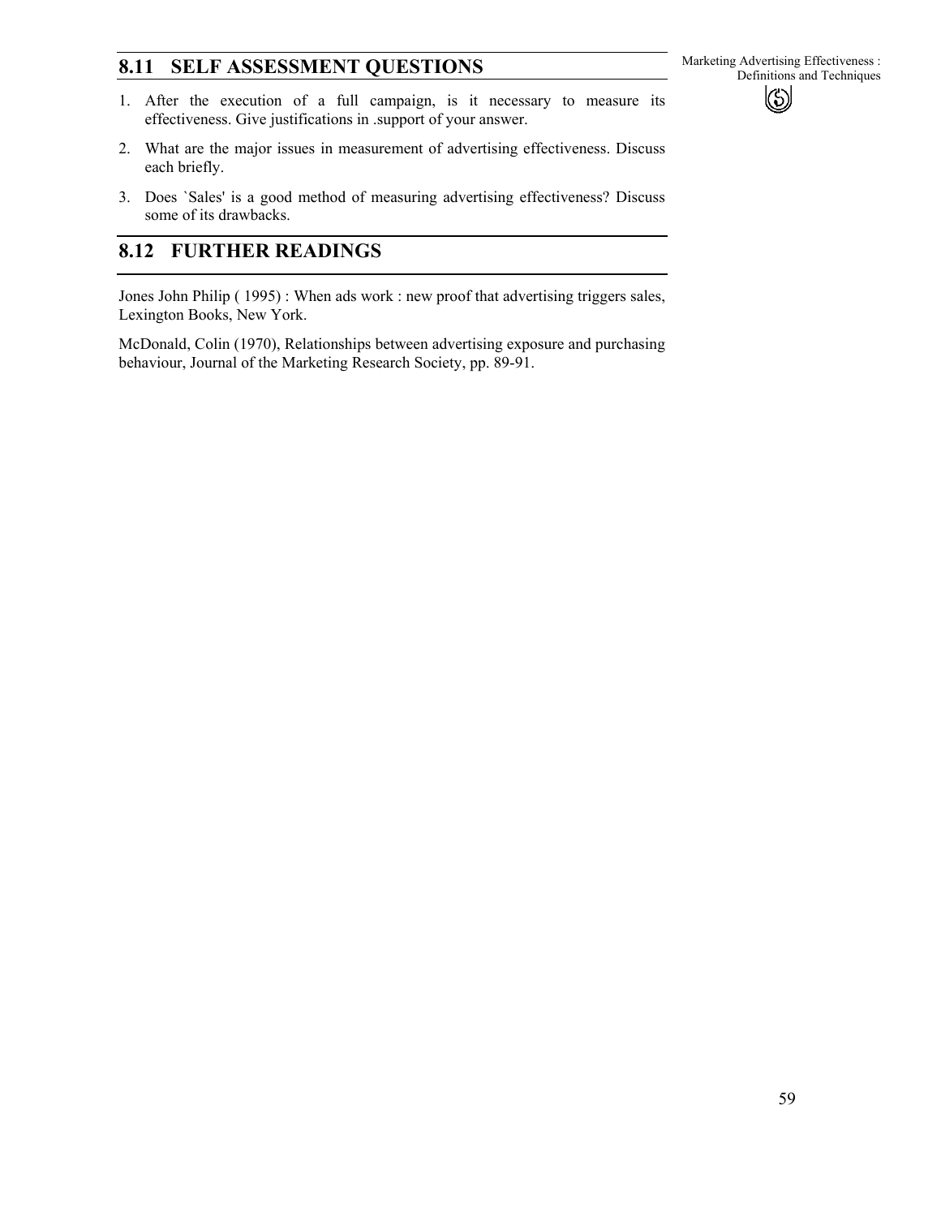## 8.11 SELF ASSESSMENT QUESTIONS

1. After the execution of a full campaign, is it necessary to measure its effectiveness. Give justifications in .support of your answer.
2. What are the major issues in measurement of advertising effectiveness. Discuss each briefly.
3. Does `Sales' is a good method of measuring advertising effectiveness? Discuss some of its drawbacks.

## 8.12 FURTHER READINGS

Jones John Philip ( 1995) : When ads work : new proof that advertising triggers sales, Lexington Books, New York.

McDonald, Colin (1970), Relationships between advertising exposure and purchasing behaviour, Journal of the Marketing Research Society, pp. 89-91.